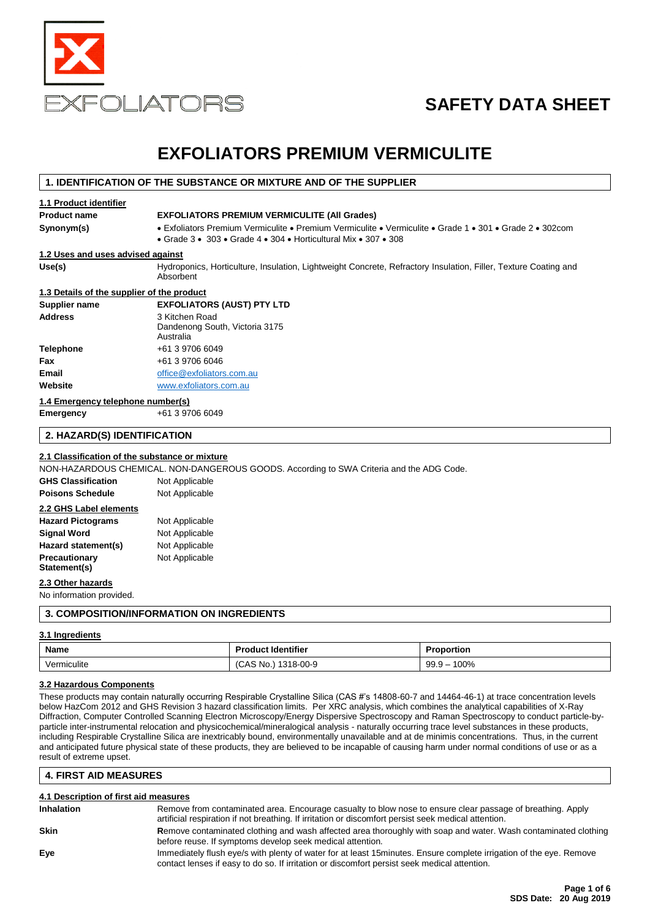EXFOLIATORS

# SAFETY DATA SHEET

# EXFOLIATORS PREMIUM VERMICULITE

## 1. IDENTIFICATION OF THE SUBSTANCE OR MIXTURE AND OF THE SUPPLIER

### 1.1 Product identifier

**Product name** — **EXFOLIATORS PREMIUM VERMICULITE (All Grades)**

**Synonym(s)** — • Exfoliators Premium Vermiculite • Premium Vermiculite • Vermiculite • Grade 1 • 301 • Grade 2 • 302com • Grade 3 • 303 • Grade 4 • 304 • Horticultural Mix • 307 • 308

### 1.2 Uses and uses advised against

**Use(s)** — Hydroponics, Horticulture, Insulation, Lightweight Concrete, Refractory Insulation, Filler, Texture Coating and Absorbent

### 1.3 Details of the supplier of the product

**Supplier name** — **EXFOLIATORS (AUST) PTY LTD**

**Address** — 3 Kitchen Road, Dandenong South, Victoria 3175, Australia

**Telephone** — +61 3 9706 6049

**Fax** — +61 3 9706 6046

**Email** — office@exfoliators.com.au

**Website** — www.exfoliators.com.au

### 1.4 Emergency telephone number(s)

**Emergency** — +61 3 9706 6049

## 2. HAZARD(S) IDENTIFICATION

### 2.1 Classification of the substance or mixture

NON-HAZARDOUS CHEMICAL. NON-DANGEROUS GOODS. According to SWA Criteria and the ADG Code.

**GHS Classification** — Not Applicable

**Poisons Schedule** — Not Applicable

### 2.2 GHS Label elements

**Hazard Pictograms** — Not Applicable

**Signal Word** — Not Applicable

**Hazard statement(s)** — Not Applicable

**Precautionary Statement(s)** — Not Applicable

### 2.3 Other hazards

No information provided.

## 3. COMPOSITION/INFORMATION ON INGREDIENTS

### 3.1 Ingredients

| Name | Product Identifier | Proportion |
|---|---|---|
| Vermiculite | (CAS No.) 1318-00-9 | 99.9 – 100% |

### 3.2 Hazardous Components

These products may contain naturally occurring Respirable Crystalline Silica (CAS #'s 14808-60-7 and 14464-46-1) at trace concentration levels below HazCom 2012 and GHS Revision 3 hazard classification limits. Per XRC analysis, which combines the analytical capabilities of X-Ray Diffraction, Computer Controlled Scanning Electron Microscopy/Energy Dispersive Spectroscopy and Raman Spectroscopy to conduct particle-by-particle inter-instrumental relocation and physicochemical/mineralogical analysis - naturally occurring trace level substances in these products, including Respirable Crystalline Silica are inextricably bound, environmentally unavailable and at de minimis concentrations. Thus, in the current and anticipated future physical state of these products, they are believed to be incapable of causing harm under normal conditions of use or as a result of extreme upset.

## 4. FIRST AID MEASURES

### 4.1 Description of first aid measures

**Inhalation** — Remove from contaminated area. Encourage casualty to blow nose to ensure clear passage of breathing. Apply artificial respiration if not breathing. If irritation or discomfort persist seek medical attention.

**Skin** — Remove contaminated clothing and wash affected area thoroughly with soap and water. Wash contaminated clothing before reuse. If symptoms develop seek medical attention.

**Eye** — Immediately flush eye/s with plenty of water for at least 15minutes. Ensure complete irrigation of the eye. Remove contact lenses if easy to do so. If irritation or discomfort persist seek medical attention.

SDS Date: 20 Aug 2019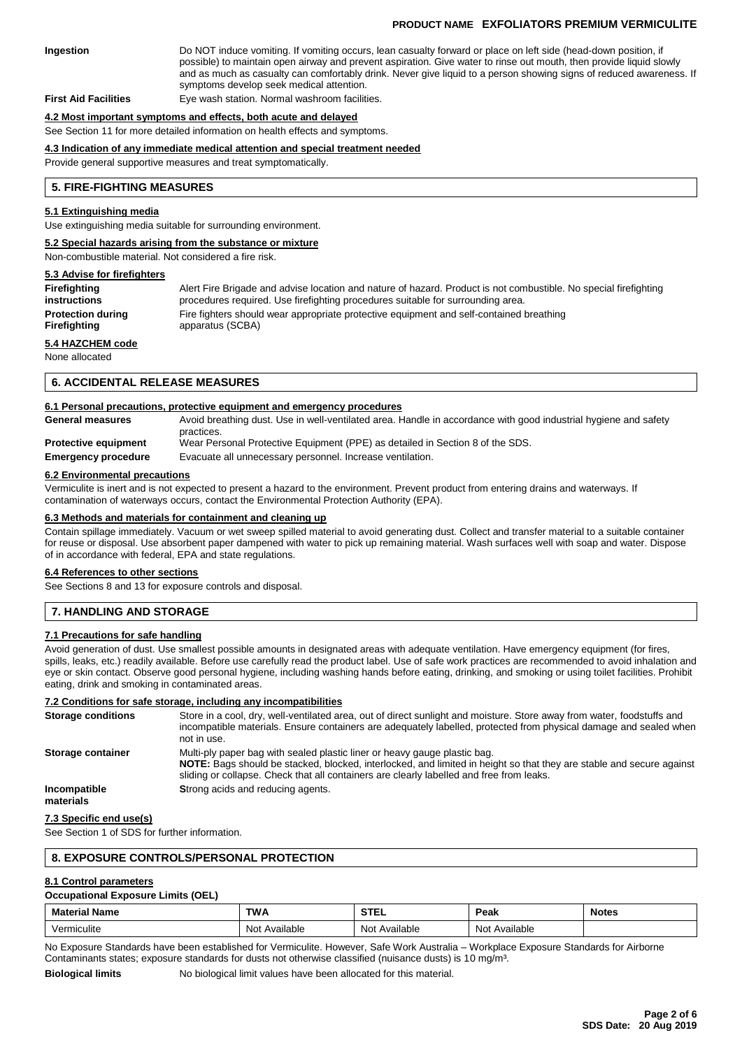| | |
|---|---|
| **Ingestion** | Do NOT induce vomiting. If vomiting occurs, lean casualty forward or place on left side (head-down position, if possible) to maintain open airway and prevent aspiration. Give water to rinse out mouth, then provide liquid slowly and as much as casualty can comfortably drink. Never give liquid to a person showing signs of reduced awareness. If symptoms develop seek medical attention. |
| **First Aid Facilities** | Eye wash station. Normal washroom facilities. |

### 4.2 Most important symptoms and effects, both acute and delayed

See Section 11 for more detailed information on health effects and symptoms.

### 4.3 Indication of any immediate medical attention and special treatment needed

Provide general supportive measures and treat symptomatically.

## 5. FIRE-FIGHTING MEASURES

### 5.1 Extinguishing media

Use extinguishing media suitable for surrounding environment.

### 5.2 Special hazards arising from the substance or mixture

Non-combustible material. Not considered a fire risk.

### 5.3 Advise for firefighters

| | |
|---|---|
| **Firefighting instructions** | Alert Fire Brigade and advise location and nature of hazard. Product is not combustible. No special firefighting procedures required. Use firefighting procedures suitable for surrounding area. |
| **Protection during Firefighting** | Fire fighters should wear appropriate protective equipment and self-contained breathing apparatus (SCBA) |

### 5.4 HAZCHEM code

None allocated

## 6. ACCIDENTAL RELEASE MEASURES

### 6.1 Personal precautions, protective equipment and emergency procedures

| | |
|---|---|
| **General measures** | Avoid breathing dust. Use in well-ventilated area. Handle in accordance with good industrial hygiene and safety practices. |
| **Protective equipment** | Wear Personal Protective Equipment (PPE) as detailed in Section 8 of the SDS. |
| **Emergency procedure** | Evacuate all unnecessary personnel. Increase ventilation. |

### 6.2 Environmental precautions

Vermiculite is inert and is not expected to present a hazard to the environment. Prevent product from entering drains and waterways. If contamination of waterways occurs, contact the Environmental Protection Authority (EPA).

### 6.3 Methods and materials for containment and cleaning up

Contain spillage immediately. Vacuum or wet sweep spilled material to avoid generating dust. Collect and transfer material to a suitable container for reuse or disposal. Use absorbent paper dampened with water to pick up remaining material. Wash surfaces well with soap and water. Dispose of in accordance with federal, EPA and state regulations.

### 6.4 References to other sections

See Sections 8 and 13 for exposure controls and disposal.

## 7. HANDLING AND STORAGE

### 7.1 Precautions for safe handling

Avoid generation of dust. Use smallest possible amounts in designated areas with adequate ventilation. Have emergency equipment (for fires, spills, leaks, etc.) readily available. Before use carefully read the product label. Use of safe work practices are recommended to avoid inhalation and eye or skin contact. Observe good personal hygiene, including washing hands before eating, drinking, and smoking or using toilet facilities. Prohibit eating, drink and smoking in contaminated areas.

### 7.2 Conditions for safe storage, including any incompatibilities

| | |
|---|---|
| **Storage conditions** | Store in a cool, dry, well-ventilated area, out of direct sunlight and moisture. Store away from water, foodstuffs and incompatible materials. Ensure containers are adequately labelled, protected from physical damage and sealed when not in use. |
| **Storage container** | Multi-ply paper bag with sealed plastic liner or heavy gauge plastic bag. **NOTE:** Bags should be stacked, blocked, interlocked, and limited in height so that they are stable and secure against sliding or collapse. Check that all containers are clearly labelled and free from leaks. |
| **Incompatible materials** | **S**trong acids and reducing agents. |

### 7.3 Specific end use(s)

See Section 1 of SDS for further information.

## 8. EXPOSURE CONTROLS/PERSONAL PROTECTION

### 8.1 Control parameters

**Occupational Exposure Limits (OEL)**

| Material Name | TWA | STEL | Peak | Notes |
|---|---|---|---|---|
| Vermiculite | Not Available | Not Available | Not Available | |

No Exposure Standards have been established for Vermiculite. However, Safe Work Australia – Workplace Exposure Standards for Airborne Contaminants states; exposure standards for dusts not otherwise classified (nuisance dusts) is 10 mg/m³.

**Biological limits** No biological limit values have been allocated for this material.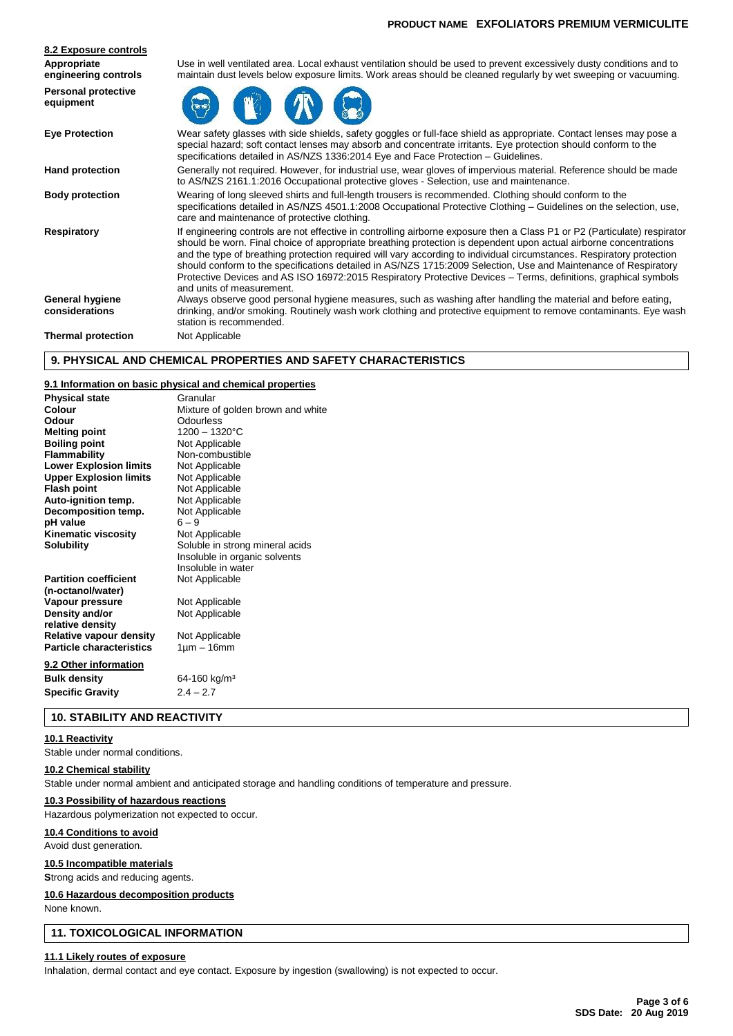### 8.2 Exposure controls

| | |
|---|---|
| **Appropriate engineering controls** | Use in well ventilated area. Local exhaust ventilation should be used to prevent excessively dusty conditions and to maintain dust levels below exposure limits. Work areas should be cleaned regularly by wet sweeping or vacuuming. |
| **Personal protective equipment** | |
| **Eye Protection** | Wear safety glasses with side shields, safety goggles or full-face shield as appropriate. Contact lenses may pose a special hazard; soft contact lenses may absorb and concentrate irritants. Eye protection should conform to the specifications detailed in AS/NZS 1336:2014 Eye and Face Protection – Guidelines. |
| **Hand protection** | Generally not required. However, for industrial use, wear gloves of impervious material. Reference should be made to AS/NZS 2161.1:2016 Occupational protective gloves - Selection, use and maintenance. |
| **Body protection** | Wearing of long sleeved shirts and full-length trousers is recommended. Clothing should conform to the specifications detailed in AS/NZS 4501.1:2008 Occupational Protective Clothing – Guidelines on the selection, use, care and maintenance of protective clothing. |
| **Respiratory** | If engineering controls are not effective in controlling airborne exposure then a Class P1 or P2 (Particulate) respirator should be worn. Final choice of appropriate breathing protection is dependent upon actual airborne concentrations and the type of breathing protection required will vary according to individual circumstances. Respiratory protection should conform to the specifications detailed in AS/NZS 1715:2009 Selection, Use and Maintenance of Respiratory Protective Devices and AS ISO 16972:2015 Respiratory Protective Devices – Terms, definitions, graphical symbols and units of measurement. |
| **General hygiene considerations** | Always observe good personal hygiene measures, such as washing after handling the material and before eating, drinking, and/or smoking. Routinely wash work clothing and protective equipment to remove contaminants. Eye wash station is recommended. |
| **Thermal protection** | Not Applicable |

## 9. PHYSICAL AND CHEMICAL PROPERTIES AND SAFETY CHARACTERISTICS

### 9.1 Information on basic physical and chemical properties

| | |
|---|---|
| **Physical state** | Granular |
| **Colour** | Mixture of golden brown and white |
| **Odour** | Odourless |
| **Melting point** | 1200 – 1320°C |
| **Boiling point** | Not Applicable |
| **Flammability** | Non-combustible |
| **Lower Explosion limits** | Not Applicable |
| **Upper Explosion limits** | Not Applicable |
| **Flash point** | Not Applicable |
| **Auto-ignition temp.** | Not Applicable |
| **Decomposition temp.** | Not Applicable |
| **pH value** | 6 – 9 |
| **Kinematic viscosity** | Not Applicable |
| **Solubility** | Soluble in strong mineral acids<br>Insoluble in organic solvents<br>Insoluble in water |
| **Partition coefficient (n-octanol/water)** | Not Applicable |
| **Vapour pressure** | Not Applicable |
| **Density and/or relative density** | Not Applicable |
| **Relative vapour density** | Not Applicable |
| **Particle characteristics** | 1µm – 16mm |

### 9.2 Other information

| | |
|---|---|
| **Bulk density** | 64-160 kg/m³ |
| **Specific Gravity** | 2.4 – 2.7 |

## 10. STABILITY AND REACTIVITY

### 10.1 Reactivity

Stable under normal conditions.

### 10.2 Chemical stability

Stable under normal ambient and anticipated storage and handling conditions of temperature and pressure.

### 10.3 Possibility of hazardous reactions

Hazardous polymerization not expected to occur.

### 10.4 Conditions to avoid

Avoid dust generation.

### 10.5 Incompatible materials

**S**trong acids and reducing agents.

### 10.6 Hazardous decomposition products

None known.

## 11. TOXICOLOGICAL INFORMATION

### 11.1 Likely routes of exposure

Inhalation, dermal contact and eye contact. Exposure by ingestion (swallowing) is not expected to occur.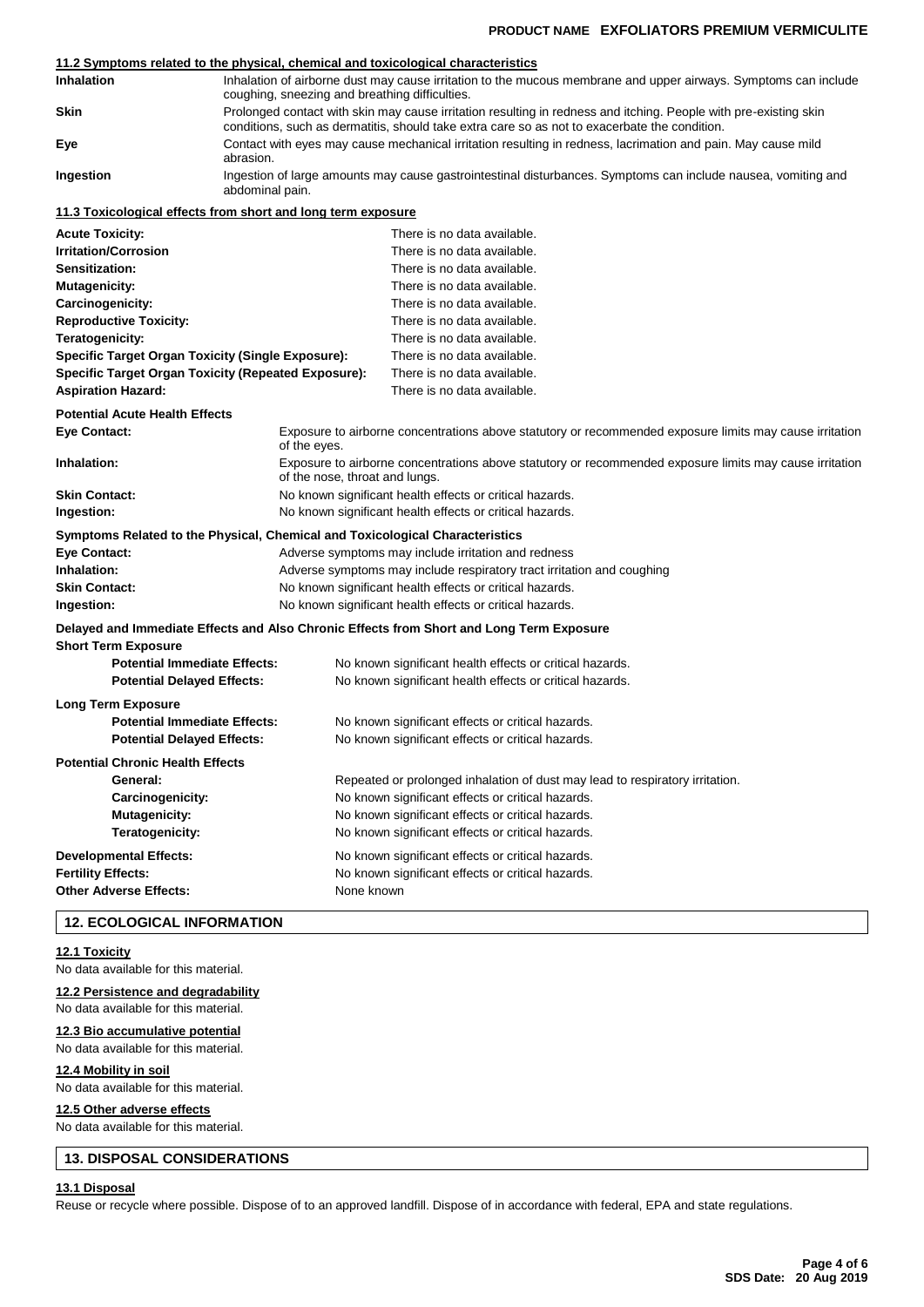### 11.2 Symptoms related to the physical, chemical and toxicological characteristics

| | |
|---|---|
| **Inhalation** | Inhalation of airborne dust may cause irritation to the mucous membrane and upper airways. Symptoms can include coughing, sneezing and breathing difficulties. |
| **Skin** | Prolonged contact with skin may cause irritation resulting in redness and itching. People with pre-existing skin conditions, such as dermatitis, should take extra care so as not to exacerbate the condition. |
| **Eye** | Contact with eyes may cause mechanical irritation resulting in redness, lacrimation and pain. May cause mild abrasion. |
| **Ingestion** | Ingestion of large amounts may cause gastrointestinal disturbances. Symptoms can include nausea, vomiting and abdominal pain. |

### 11.3 Toxicological effects from short and long term exposure

| | |
|---|---|
| **Acute Toxicity:** | There is no data available. |
| **Irritation/Corrosion** | There is no data available. |
| **Sensitization:** | There is no data available. |
| **Mutagenicity:** | There is no data available. |
| **Carcinogenicity:** | There is no data available. |
| **Reproductive Toxicity:** | There is no data available. |
| **Teratogenicity:** | There is no data available. |
| **Specific Target Organ Toxicity (Single Exposure):** | There is no data available. |
| **Specific Target Organ Toxicity (Repeated Exposure):** | There is no data available. |
| **Aspiration Hazard:** | There is no data available. |

**Potential Acute Health Effects**

| | |
|---|---|
| **Eye Contact:** | Exposure to airborne concentrations above statutory or recommended exposure limits may cause irritation of the eyes. |
| **Inhalation:** | Exposure to airborne concentrations above statutory or recommended exposure limits may cause irritation of the nose, throat and lungs. |
| **Skin Contact:** | No known significant health effects or critical hazards. |
| **Ingestion:** | No known significant health effects or critical hazards. |

**Symptoms Related to the Physical, Chemical and Toxicological Characteristics**

| | |
|---|---|
| **Eye Contact:** | Adverse symptoms may include irritation and redness |
| **Inhalation:** | Adverse symptoms may include respiratory tract irritation and coughing |
| **Skin Contact:** | No known significant health effects or critical hazards. |
| **Ingestion:** | No known significant health effects or critical hazards. |

**Delayed and Immediate Effects and Also Chronic Effects from Short and Long Term Exposure**

**Short Term Exposure**

| | |
|---|---|
| **Potential Immediate Effects:** | No known significant health effects or critical hazards. |
| **Potential Delayed Effects:** | No known significant health effects or critical hazards. |

**Long Term Exposure**

| | |
|---|---|
| **Potential Immediate Effects:** | No known significant effects or critical hazards. |
| **Potential Delayed Effects:** | No known significant effects or critical hazards. |

**Potential Chronic Health Effects**

| | |
|---|---|
| **General:** | Repeated or prolonged inhalation of dust may lead to respiratory irritation. |
| **Carcinogenicity:** | No known significant effects or critical hazards. |
| **Mutagenicity:** | No known significant effects or critical hazards. |
| **Teratogenicity:** | No known significant effects or critical hazards. |
| **Developmental Effects:** | No known significant effects or critical hazards. |
| **Fertility Effects:** | No known significant effects or critical hazards. |
| **Other Adverse Effects:** | None known |

## 12. ECOLOGICAL INFORMATION

### 12.1 Toxicity
No data available for this material.

### 12.2 Persistence and degradability
No data available for this material.

### 12.3 Bio accumulative potential
No data available for this material.

### 12.4 Mobility in soil
No data available for this material.

### 12.5 Other adverse effects
No data available for this material.

## 13. DISPOSAL CONSIDERATIONS

### 13.1 Disposal
Reuse or recycle where possible. Dispose of to an approved landfill. Dispose of in accordance with federal, EPA and state regulations.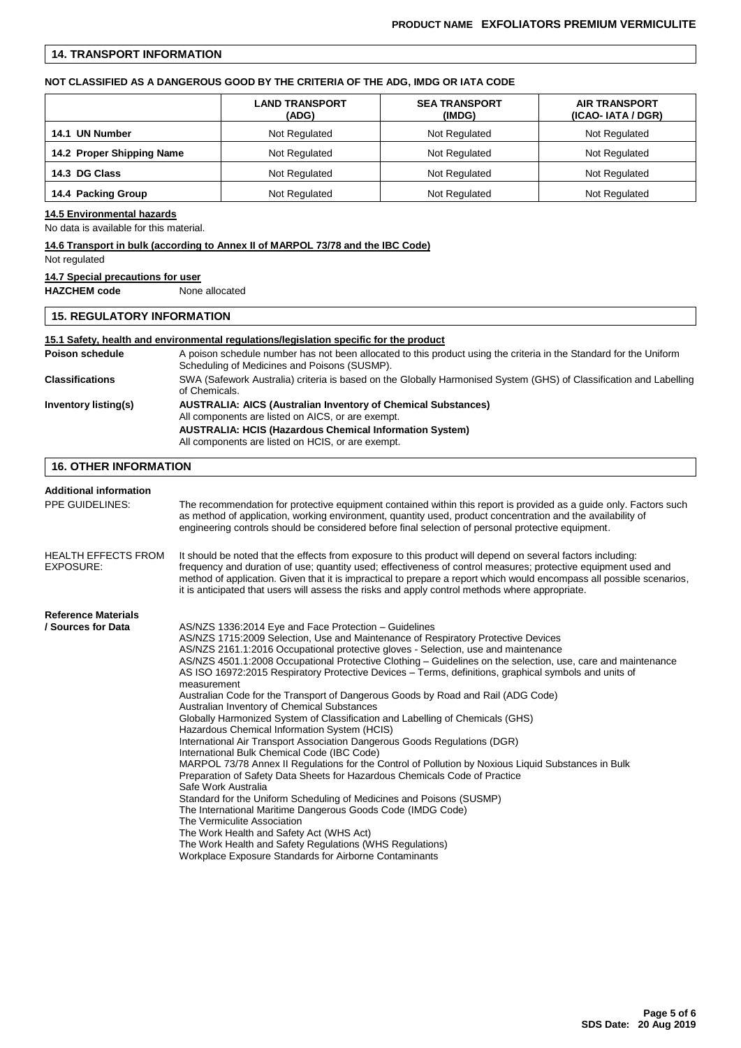## 14. TRANSPORT INFORMATION

**NOT CLASSIFIED AS A DANGEROUS GOOD BY THE CRITERIA OF THE ADG, IMDG OR IATA CODE**

| | LAND TRANSPORT (ADG) | SEA TRANSPORT (IMDG) | AIR TRANSPORT (ICAO- IATA / DGR) |
|---|---|---|---|
| **14.1 UN Number** | Not Regulated | Not Regulated | Not Regulated |
| **14.2 Proper Shipping Name** | Not Regulated | Not Regulated | Not Regulated |
| **14.3 DG Class** | Not Regulated | Not Regulated | Not Regulated |
| **14.4 Packing Group** | Not Regulated | Not Regulated | Not Regulated |

**14.5 Environmental hazards**

No data is available for this material.

**14.6 Transport in bulk (according to Annex II of MARPOL 73/78 and the IBC Code)**

Not regulated

**14.7 Special precautions for user**

**HAZCHEM code** None allocated

## 15. REGULATORY INFORMATION

**15.1 Safety, health and environmental regulations/legislation specific for the product**

**Poison schedule** A poison schedule number has not been allocated to this product using the criteria in the Standard for the Uniform Scheduling of Medicines and Poisons (SUSMP).

**Classifications** SWA (Safework Australia) criteria is based on the Globally Harmonised System (GHS) of Classification and Labelling of Chemicals.

**Inventory listing(s)**
**AUSTRALIA: AICS (Australian Inventory of Chemical Substances)**
All components are listed on AICS, or are exempt.
**AUSTRALIA: HCIS (Hazardous Chemical Information System)**
All components are listed on HCIS, or are exempt.

## 16. OTHER INFORMATION

**Additional information**

PPE GUIDELINES: The recommendation for protective equipment contained within this report is provided as a guide only. Factors such as method of application, working environment, quantity used, product concentration and the availability of engineering controls should be considered before final selection of personal protective equipment.

HEALTH EFFECTS FROM EXPOSURE: It should be noted that the effects from exposure to this product will depend on several factors including: frequency and duration of use; quantity used; effectiveness of control measures; protective equipment used and method of application. Given that it is impractical to prepare a report which would encompass all possible scenarios, it is anticipated that users will assess the risks and apply control methods where appropriate.

**Reference Materials / Sources for Data**

AS/NZS 1336:2014 Eye and Face Protection – Guidelines
AS/NZS 1715:2009 Selection, Use and Maintenance of Respiratory Protective Devices
AS/NZS 2161.1:2016 Occupational protective gloves - Selection, use and maintenance
AS/NZS 4501.1:2008 Occupational Protective Clothing – Guidelines on the selection, use, care and maintenance
AS ISO 16972:2015 Respiratory Protective Devices – Terms, definitions, graphical symbols and units of measurement
Australian Code for the Transport of Dangerous Goods by Road and Rail (ADG Code)
Australian Inventory of Chemical Substances
Globally Harmonized System of Classification and Labelling of Chemicals (GHS)
Hazardous Chemical Information System (HCIS)
International Air Transport Association Dangerous Goods Regulations (DGR)
International Bulk Chemical Code (IBC Code)
MARPOL 73/78 Annex II Regulations for the Control of Pollution by Noxious Liquid Substances in Bulk
Preparation of Safety Data Sheets for Hazardous Chemicals Code of Practice
Safe Work Australia
Standard for the Uniform Scheduling of Medicines and Poisons (SUSMP)
The International Maritime Dangerous Goods Code (IMDG Code)
The Vermiculite Association
The Work Health and Safety Act (WHS Act)
The Work Health and Safety Regulations (WHS Regulations)
Workplace Exposure Standards for Airborne Contaminants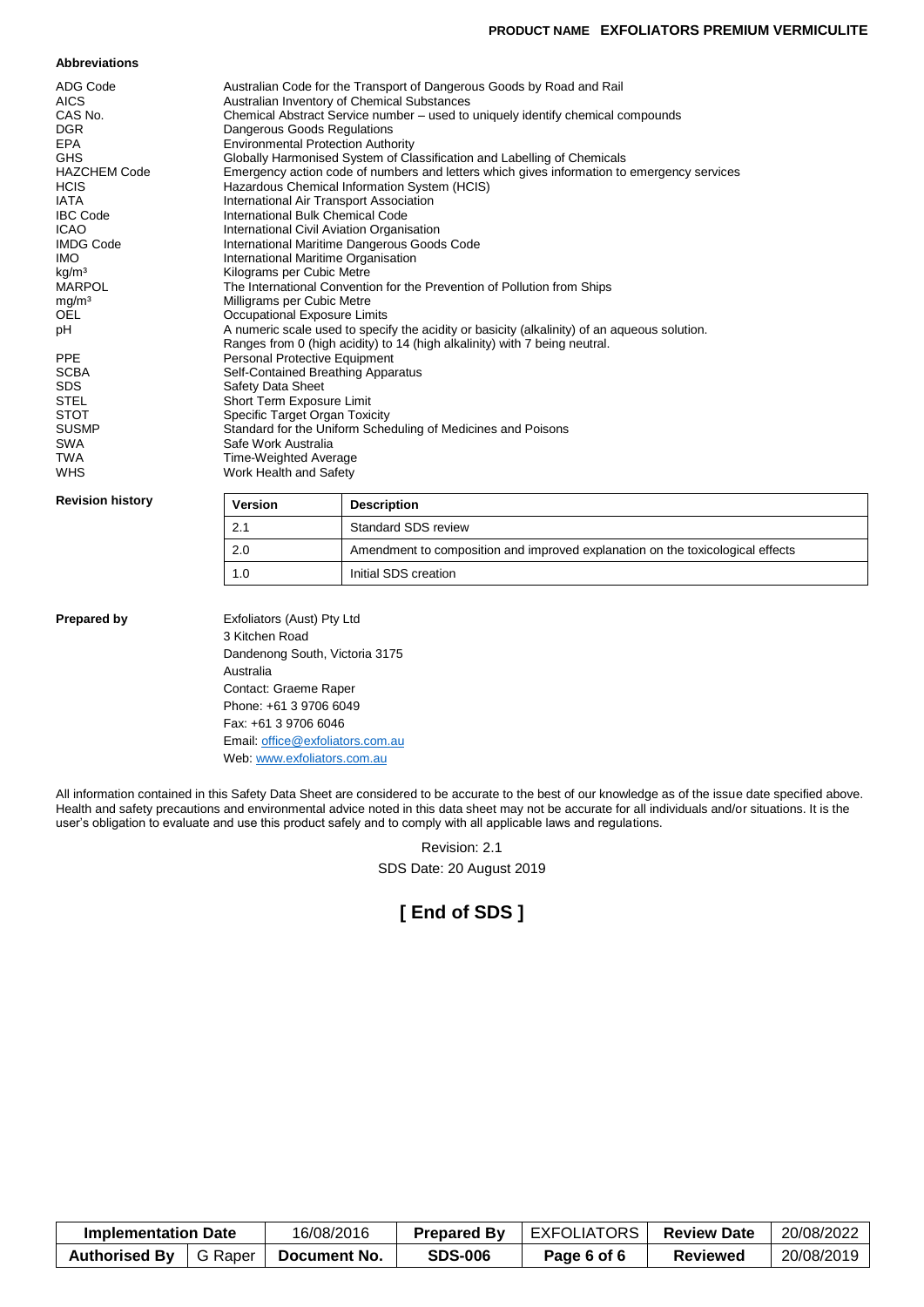**Abbreviations**

| | |
|---|---|
| ADG Code | Australian Code for the Transport of Dangerous Goods by Road and Rail |
| AICS | Australian Inventory of Chemical Substances |
| CAS No. | Chemical Abstract Service number – used to uniquely identify chemical compounds |
| DGR | Dangerous Goods Regulations |
| EPA | Environmental Protection Authority |
| GHS | Globally Harmonised System of Classification and Labelling of Chemicals |
| HAZCHEM Code | Emergency action code of numbers and letters which gives information to emergency services |
| HCIS | Hazardous Chemical Information System (HCIS) |
| IATA | International Air Transport Association |
| IBC Code | International Bulk Chemical Code |
| ICAO | International Civil Aviation Organisation |
| IMDG Code | International Maritime Dangerous Goods Code |
| IMO | International Maritime Organisation |
| $kg/m^3$ | Kilograms per Cubic Metre |
| MARPOL | The International Convention for the Prevention of Pollution from Ships |
| $mg/m^3$ | Milligrams per Cubic Metre |
| OEL | Occupational Exposure Limits |
| pH | A numeric scale used to specify the acidity or basicity (alkalinity) of an aqueous solution. Ranges from 0 (high acidity) to 14 (high alkalinity) with 7 being neutral. |
| PPE | Personal Protective Equipment |
| SCBA | Self-Contained Breathing Apparatus |
| SDS | Safety Data Sheet |
| STEL | Short Term Exposure Limit |
| STOT | Specific Target Organ Toxicity |
| SUSMP | Standard for the Uniform Scheduling of Medicines and Poisons |
| SWA | Safe Work Australia |
| TWA | Time-Weighted Average |
| WHS | Work Health and Safety |

**Revision history**

| Version | Description |
|---|---|
| 2.1 | Standard SDS review |
| 2.0 | Amendment to composition and improved explanation on the toxicological effects |
| 1.0 | Initial SDS creation |

**Prepared by**

Exfoliators (Aust) Pty Ltd
3 Kitchen Road
Dandenong South, Victoria 3175
Australia
Contact: Graeme Raper
Phone: +61 3 9706 6049
Fax: +61 3 9706 6046
Email: office@exfoliators.com.au
Web: www.exfoliators.com.au

All information contained in this Safety Data Sheet are considered to be accurate to the best of our knowledge as of the issue date specified above. Health and safety precautions and environmental advice noted in this data sheet may not be accurate for all individuals and/or situations. It is the user's obligation to evaluate and use this product safely and to comply with all applicable laws and regulations.

Revision: 2.1

SDS Date: 20 August 2019

**[ End of SDS ]**

| | | | | | | |
|---|---|---|---|---|---|---|
| **Implementation Date** | | 16/08/2016 | **Prepared By** | EXFOLIATORS | **Review Date** | 20/08/2022 |
| **Authorised By** | G Raper | **Document No.** | **SDS-006** | | **Reviewed** | 20/08/2019 |